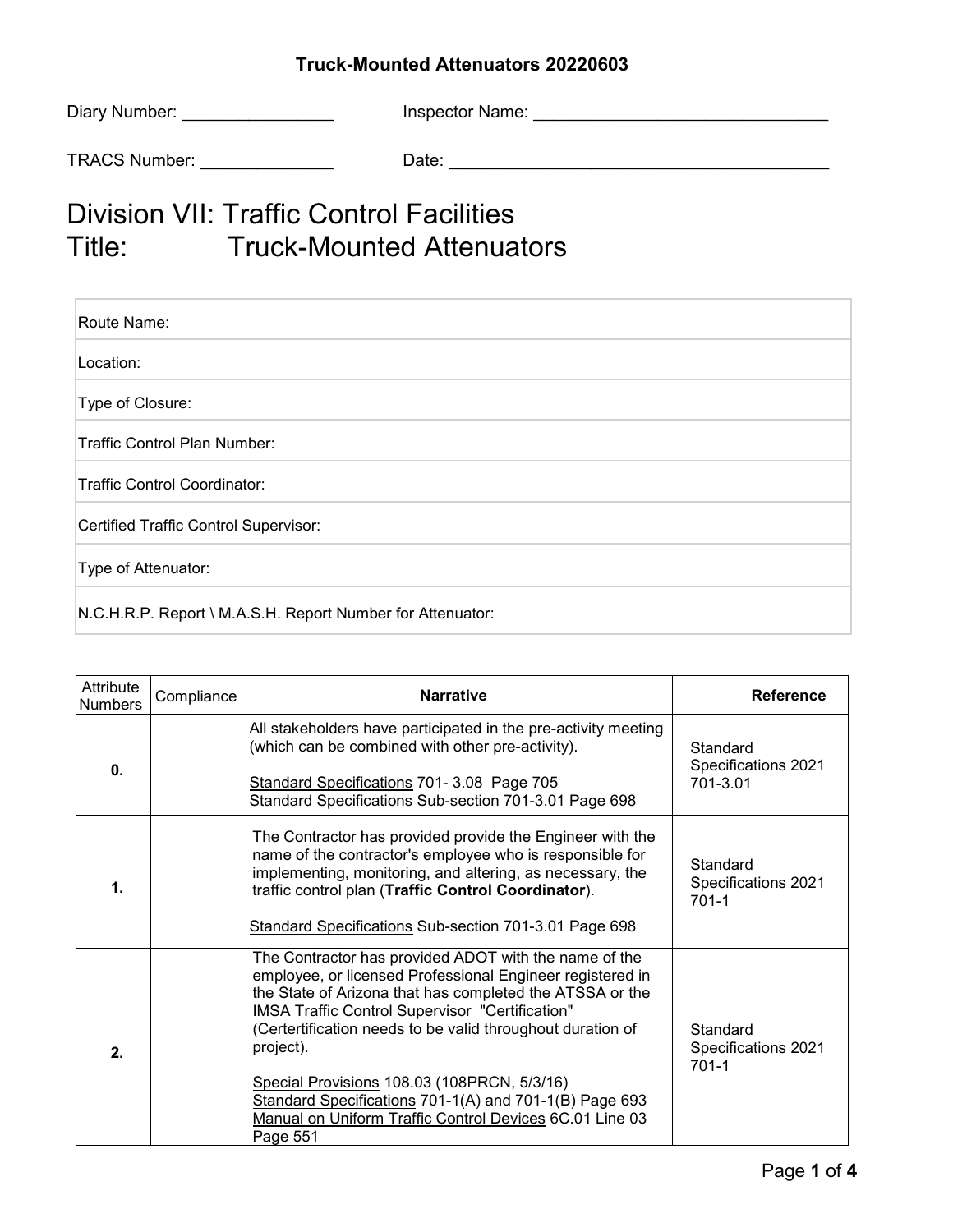**Truck-Mounted Attenuators 20220603**

Diary Number: ________________ Inspector Name: _______________________________

TRACS Number: ______________ Date: _________________________________________

# Division VII: Traffic Control Facilities
# Title: Truck-Mounted Attenuators

| Route Name: |
|---|
| Location: |
| Type of Closure: |
| Traffic Control Plan Number: |
| Traffic Control Coordinator: |
| Certified Traffic Control Supervisor: |
| Type of Attenuator: |
| N.C.H.R.P. Report \ M.A.S.H. Report Number for Attenuator: |

| Attribute Numbers | Compliance | Narrative | Reference |
|---|---|---|---|
| **0.** | | All stakeholders have participated in the pre-activity meeting (which can be combined with other pre-activity).<br><br>Standard Specifications 701- 3.08 Page 705<br>Standard Specifications Sub-section 701-3.01 Page 698 | Standard Specifications 2021 701-3.01 |
| **1.** | | The Contractor has provided provide the Engineer with the name of the contractor's employee who is responsible for implementing, monitoring, and altering, as necessary, the traffic control plan (**Traffic Control Coordinator**).<br><br>Standard Specifications Sub-section 701-3.01 Page 698 | Standard Specifications 2021 701-1 |
| **2.** | | The Contractor has provided ADOT with the name of the employee, or licensed Professional Engineer registered in the State of Arizona that has completed the ATSSA or the IMSA Traffic Control Supervisor "Certification" (Certertification needs to be valid throughout duration of project).<br><br>Special Provisions 108.03 (108PRCN, 5/3/16)<br>Standard Specifications 701-1(A) and 701-1(B) Page 693<br>Manual on Uniform Traffic Control Devices 6C.01 Line 03 Page 551 | Standard Specifications 2021 701-1 |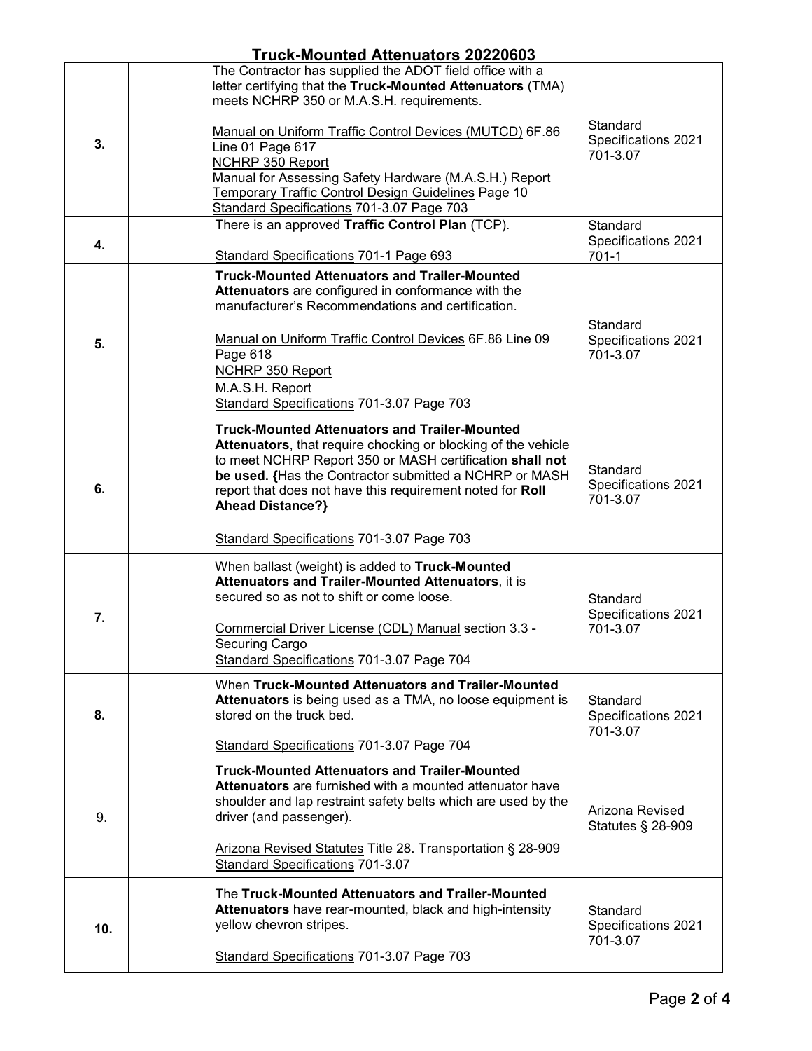# Truck-Mounted Attenuators 20220603

| | | | |
|---|---|---|---|
| **3.** | | The Contractor has supplied the ADOT field office with a letter certifying that the **Truck-Mounted Attenuators** (TMA) meets NCHRP 350 or M.A.S.H. requirements.<br><br>Manual on Uniform Traffic Control Devices (MUTCD) 6F.86 Line 01 Page 617<br>NCHRP 350 Report<br>Manual for Assessing Safety Hardware (M.A.S.H.) Report<br>Temporary Traffic Control Design Guidelines Page 10<br>Standard Specifications 701-3.07 Page 703 | Standard Specifications 2021 701-3.07 |
| **4.** | | There is an approved **Traffic Control Plan** (TCP).<br><br>Standard Specifications 701-1 Page 693 | Standard Specifications 2021 701-1 |
| **5.** | | **Truck-Mounted Attenuators and Trailer-Mounted Attenuators** are configured in conformance with the manufacturer's Recommendations and certification.<br><br>Manual on Uniform Traffic Control Devices 6F.86 Line 09 Page 618<br>NCHRP 350 Report<br>M.A.S.H. Report<br>Standard Specifications 701-3.07 Page 703 | Standard Specifications 2021 701-3.07 |
| **6.** | | **Truck-Mounted Attenuators and Trailer-Mounted Attenuators**, that require chocking or blocking of the vehicle to meet NCHRP Report 350 or MASH certification **shall not be used. {**Has the Contractor submitted a NCHRP or MASH report that does not have this requirement noted for **Roll Ahead Distance?}**<br><br>Standard Specifications 701-3.07 Page 703 | Standard Specifications 2021 701-3.07 |
| **7.** | | When ballast (weight) is added to **Truck-Mounted Attenuators and Trailer-Mounted Attenuators**, it is secured so as not to shift or come loose.<br><br>Commercial Driver License (CDL) Manual section 3.3 - Securing Cargo<br>Standard Specifications 701-3.07 Page 704 | Standard Specifications 2021 701-3.07 |
| **8.** | | When **Truck-Mounted Attenuators and Trailer-Mounted Attenuators** is being used as a TMA, no loose equipment is stored on the truck bed.<br><br>Standard Specifications 701-3.07 Page 704 | Standard Specifications 2021 701-3.07 |
| 9. | | **Truck-Mounted Attenuators and Trailer-Mounted Attenuators** are furnished with a mounted attenuator have shoulder and lap restraint safety belts which are used by the driver (and passenger).<br><br>Arizona Revised Statutes Title 28. Transportation § 28-909<br>Standard Specifications 701-3.07 | Arizona Revised Statutes § 28-909 |
| **10.** | | The **Truck-Mounted Attenuators and Trailer-Mounted Attenuators** have rear-mounted, black and high-intensity yellow chevron stripes.<br><br>Standard Specifications 701-3.07 Page 703 | Standard Specifications 2021 701-3.07 |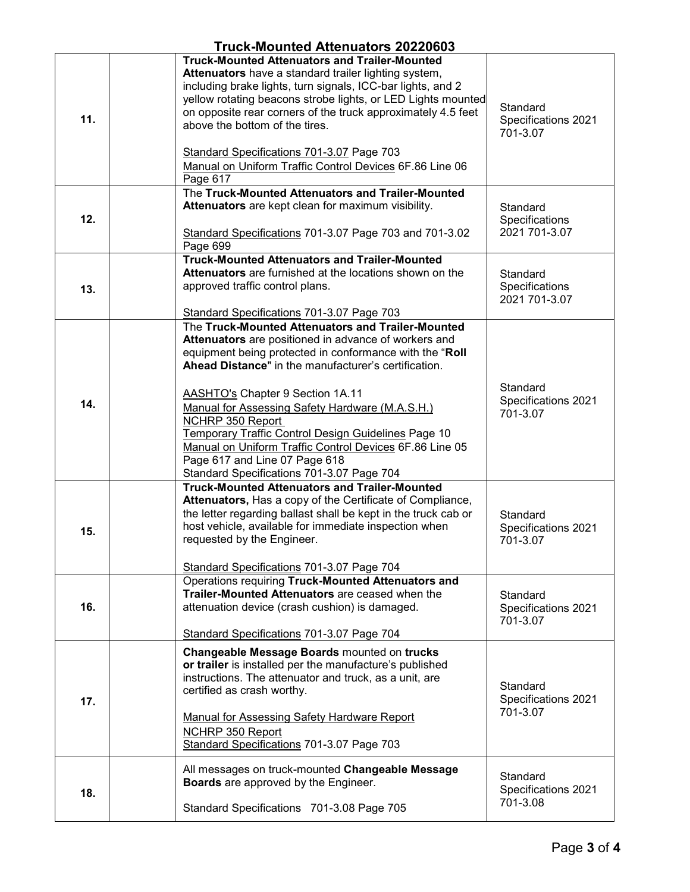# Truck-Mounted Attenuators 20220603

| | | | |
|---|---|---|---|
| **11.** | | **Truck-Mounted Attenuators and Trailer-Mounted Attenuators** have a standard trailer lighting system, including brake lights, turn signals, ICC-bar lights, and 2 yellow rotating beacons strobe lights, or LED Lights mounted on opposite rear corners of the truck approximately 4.5 feet above the bottom of the tires.<br><br>Standard Specifications 701-3.07 Page 703<br>Manual on Uniform Traffic Control Devices 6F.86 Line 06 Page 617 | Standard Specifications 2021 701-3.07 |
| **12.** | | The **Truck-Mounted Attenuators and Trailer-Mounted Attenuators** are kept clean for maximum visibility.<br><br>Standard Specifications 701-3.07 Page 703 and 701-3.02 Page 699 | Standard Specifications 2021 701-3.07 |
| **13.** | | **Truck-Mounted Attenuators and Trailer-Mounted Attenuators** are furnished at the locations shown on the approved traffic control plans.<br><br>Standard Specifications 701-3.07 Page 703 | Standard Specifications 2021 701-3.07 |
| **14.** | | The **Truck-Mounted Attenuators and Trailer-Mounted Attenuators** are positioned in advance of workers and equipment being protected in conformance with the "**Roll Ahead Distance**" in the manufacturer's certification.<br><br>AASHTO's Chapter 9 Section 1A.11<br>Manual for Assessing Safety Hardware (M.A.S.H.)<br>NCHRP 350 Report<br>Temporary Traffic Control Design Guidelines Page 10<br>Manual on Uniform Traffic Control Devices 6F.86 Line 05 Page 617 and Line 07 Page 618<br>Standard Specifications 701-3.07 Page 704 | Standard Specifications 2021 701-3.07 |
| **15.** | | **Truck-Mounted Attenuators and Trailer-Mounted Attenuators,** Has a copy of the Certificate of Compliance, the letter regarding ballast shall be kept in the truck cab or host vehicle, available for immediate inspection when requested by the Engineer.<br><br>Standard Specifications 701-3.07 Page 704 | Standard Specifications 2021 701-3.07 |
| **16.** | | Operations requiring **Truck-Mounted Attenuators and Trailer-Mounted Attenuators** are ceased when the attenuation device (crash cushion) is damaged.<br><br>Standard Specifications 701-3.07 Page 704 | Standard Specifications 2021 701-3.07 |
| **17.** | | **Changeable Message Boards** mounted on **trucks or trailer** is installed per the manufacture's published instructions. The attenuator and truck, as a unit, are certified as crash worthy.<br><br>Manual for Assessing Safety Hardware Report<br>NCHRP 350 Report<br>Standard Specifications 701-3.07 Page 703 | Standard Specifications 2021 701-3.07 |
| **18.** | | All messages on truck-mounted **Changeable Message Boards** are approved by the Engineer.<br><br>Standard Specifications 701-3.08 Page 705 | Standard Specifications 2021 701-3.08 |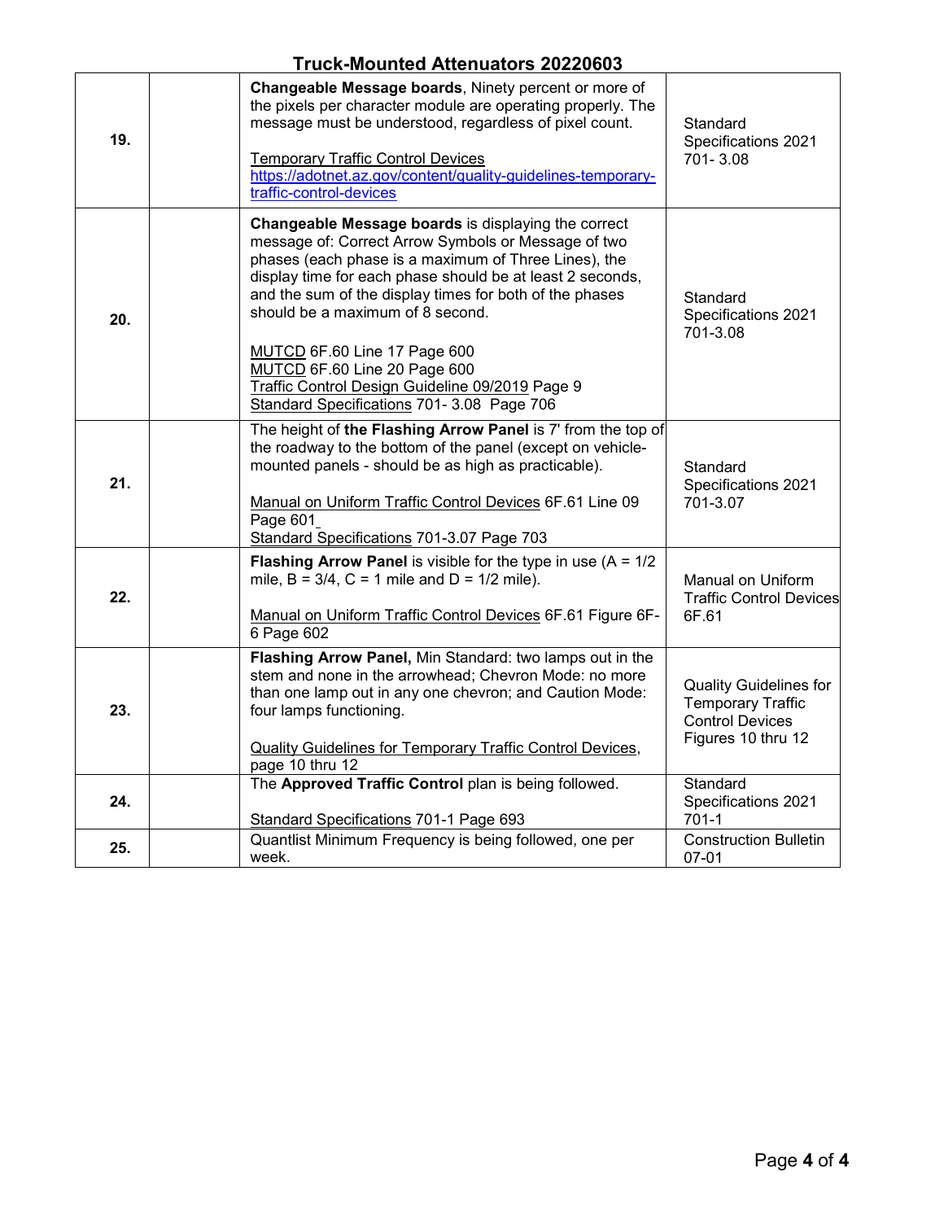## Truck-Mounted Attenuators 20220603

| | | | |
|---|---|---|---|
| **19.** | | **Changeable Message boards**, Ninety percent or more of the pixels per character module are operating properly. The message must be understood, regardless of pixel count.<br><br>Temporary Traffic Control Devices<br>https://adotnet.az.gov/content/quality-guidelines-temporary-traffic-control-devices | Standard Specifications 2021 701- 3.08 |
| **20.** | | **Changeable Message boards** is displaying the correct message of: Correct Arrow Symbols or Message of two phases (each phase is a maximum of Three Lines), the display time for each phase should be at least 2 seconds, and the sum of the display times for both of the phases should be a maximum of 8 second.<br><br>MUTCD 6F.60 Line 17 Page 600<br>MUTCD 6F.60 Line 20 Page 600<br>Traffic Control Design Guideline 09/2019 Page 9<br>Standard Specifications 701- 3.08 Page 706 | Standard Specifications 2021 701-3.08 |
| **21.** | | The height of **the Flashing Arrow Panel** is 7' from the top of the roadway to the bottom of the panel (except on vehicle-mounted panels - should be as high as practicable).<br><br>Manual on Uniform Traffic Control Devices 6F.61 Line 09 Page 601<br>Standard Specifications 701-3.07 Page 703 | Standard Specifications 2021 701-3.07 |
| **22.** | | **Flashing Arrow Panel** is visible for the type in use (A = 1/2 mile, B = 3/4, C = 1 mile and D = 1/2 mile).<br><br>Manual on Uniform Traffic Control Devices 6F.61 Figure 6F-6 Page 602 | Manual on Uniform Traffic Control Devices 6F.61 |
| **23.** | | **Flashing Arrow Panel,** Min Standard: two lamps out in the stem and none in the arrowhead; Chevron Mode: no more than one lamp out in any one chevron; and Caution Mode: four lamps functioning.<br><br>Quality Guidelines for Temporary Traffic Control Devices, page 10 thru 12 | Quality Guidelines for Temporary Traffic Control Devices Figures 10 thru 12 |
| **24.** | | The **Approved Traffic Control** plan is being followed.<br><br>Standard Specifications 701-1 Page 693 | Standard Specifications 2021 701-1 |
| **25.** | | Quantlist Minimum Frequency is being followed, one per week. | Construction Bulletin 07-01 |